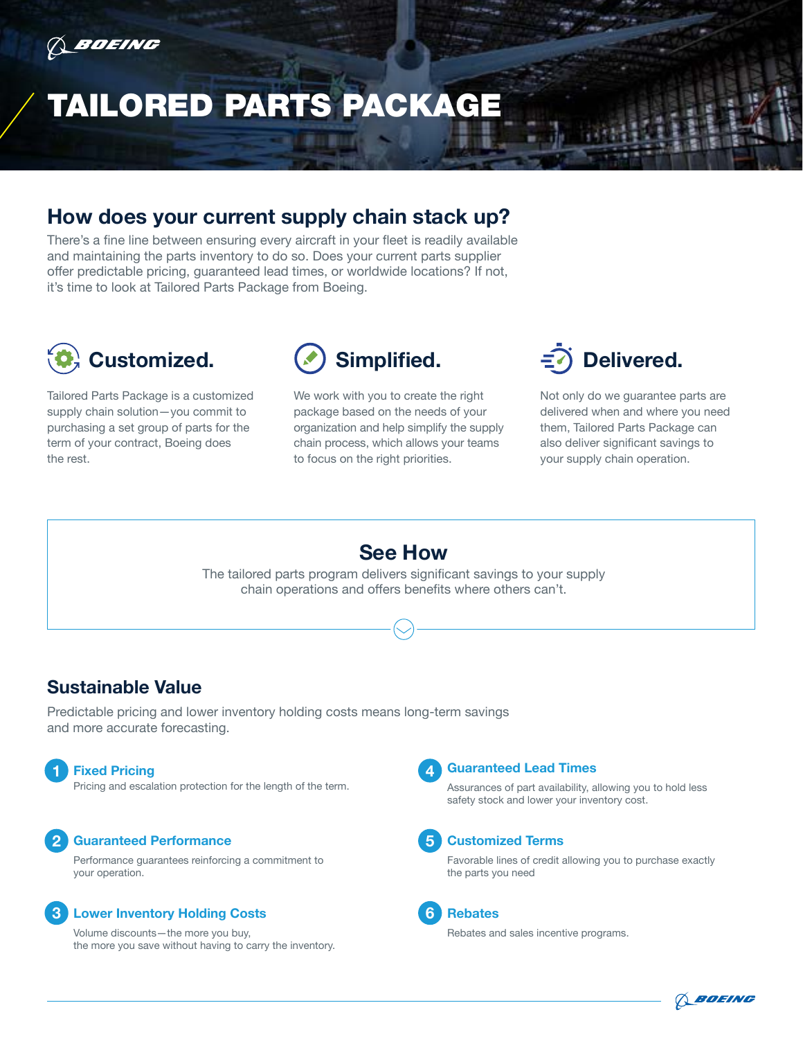# TAILORED PARTS PACKAGE

## How does your current supply chain stack up?

There's a fine line between ensuring every aircraft in your fleet is readily available and maintaining the parts inventory to do so. Does your current parts supplier offer predictable pricing, guaranteed lead times, or worldwide locations? If not, it's time to look at Tailored Parts Package from Boeing.

### Customized.

Tailored Parts Package is a customized supply chain solution—you commit to purchasing a set group of parts for the term of your contract, Boeing does the rest.

### Simplified.

We work with you to create the right package based on the needs of your organization and help simplify the supply chain process, which allows your teams to focus on the right priorities.

### Delivered.

Not only do we guarantee parts are delivered when and where you need them, Tailored Parts Package can also deliver significant savings to your supply chain operation.

## See How

The tailored parts program delivers significant savings to your supply chain operations and offers benefits where others can't.

## Sustainable Value

Predictable pricing and lower inventory holding costs means long-term savings and more accurate forecasting.

1. **Fixed Pricing**
   Pricing and escalation protection for the length of the term.

2. **Guaranteed Performance**
   Performance guarantees reinforcing a commitment to your operation.

3. **Lower Inventory Holding Costs**
   Volume discounts—the more you buy, the more you save without having to carry the inventory.

4. **Guaranteed Lead Times**
   Assurances of part availability, allowing you to hold less safety stock and lower your inventory cost.

5. **Customized Terms**
   Favorable lines of credit allowing you to purchase exactly the parts you need

6. **Rebates**
   Rebates and sales incentive programs.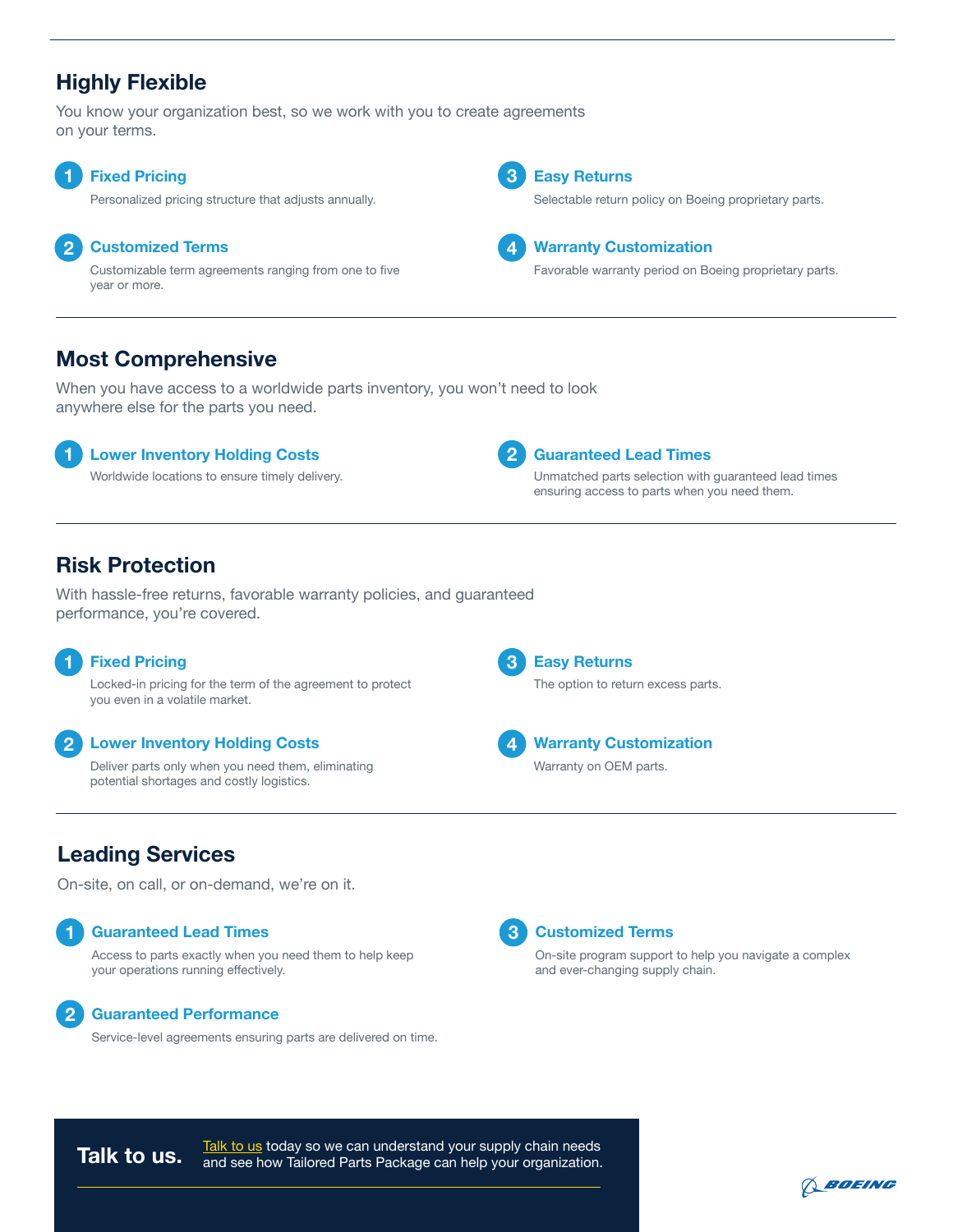## Highly Flexible

You know your organization best, so we work with you to create agreements on your terms.

1. **Fixed Pricing**
   Personalized pricing structure that adjusts annually.

2. **Customized Terms**
   Customizable term agreements ranging from one to five year or more.

3. **Easy Returns**
   Selectable return policy on Boeing proprietary parts.

4. **Warranty Customization**
   Favorable warranty period on Boeing proprietary parts.

## Most Comprehensive

When you have access to a worldwide parts inventory, you won't need to look anywhere else for the parts you need.

1. **Lower Inventory Holding Costs**
   Worldwide locations to ensure timely delivery.

2. **Guaranteed Lead Times**
   Unmatched parts selection with guaranteed lead times ensuring access to parts when you need them.

## Risk Protection

With hassle-free returns, favorable warranty policies, and guaranteed performance, you're covered.

1. **Fixed Pricing**
   Locked-in pricing for the term of the agreement to protect you even in a volatile market.

2. **Lower Inventory Holding Costs**
   Deliver parts only when you need them, eliminating potential shortages and costly logistics.

3. **Easy Returns**
   The option to return excess parts.

4. **Warranty Customization**
   Warranty on OEM parts.

## Leading Services

On-site, on call, or on-demand, we're on it.

1. **Guaranteed Lead Times**
   Access to parts exactly when you need them to help keep your operations running effectively.

2. **Guaranteed Performance**
   Service-level agreements ensuring parts are delivered on time.

3. **Customized Terms**
   On-site program support to help you navigate a complex and ever-changing supply chain.

**Talk to us.** Talk to us today so we can understand your supply chain needs and see how Tailored Parts Package can help your organization.

BOEING